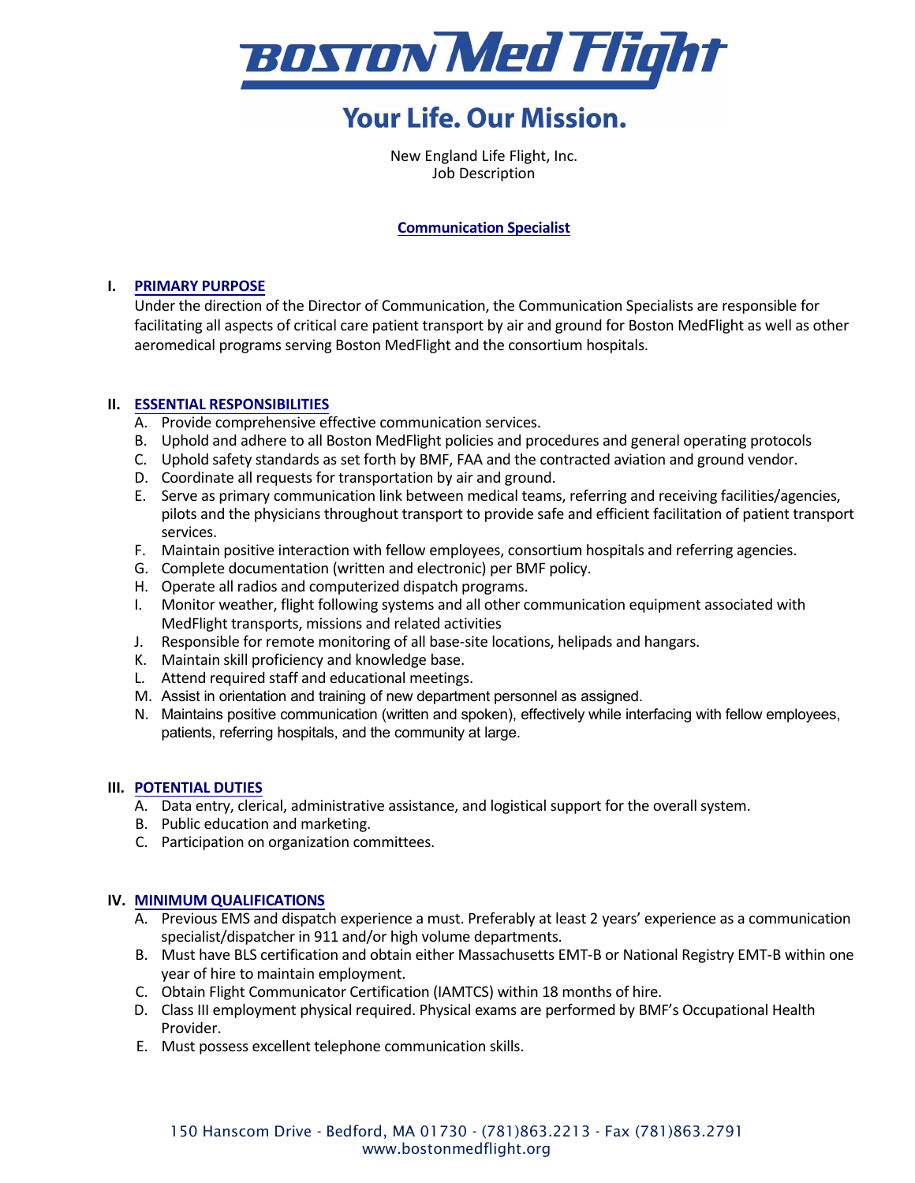# BOSTON MedFlight

## Your Life. Our Mission.

New England Life Flight, Inc.
Job Description

**Communication Specialist**

### I. PRIMARY PURPOSE

Under the direction of the Director of Communication, the Communication Specialists are responsible for facilitating all aspects of critical care patient transport by air and ground for Boston MedFlight as well as other aeromedical programs serving Boston MedFlight and the consortium hospitals.

### II. ESSENTIAL RESPONSIBILITIES

A. Provide comprehensive effective communication services.
B. Uphold and adhere to all Boston MedFlight policies and procedures and general operating protocols
C. Uphold safety standards as set forth by BMF, FAA and the contracted aviation and ground vendor.
D. Coordinate all requests for transportation by air and ground.
E. Serve as primary communication link between medical teams, referring and receiving facilities/agencies, pilots and the physicians throughout transport to provide safe and efficient facilitation of patient transport services.
F. Maintain positive interaction with fellow employees, consortium hospitals and referring agencies.
G. Complete documentation (written and electronic) per BMF policy.
H. Operate all radios and computerized dispatch programs.
I. Monitor weather, flight following systems and all other communication equipment associated with MedFlight transports, missions and related activities
J. Responsible for remote monitoring of all base-site locations, helipads and hangars.
K. Maintain skill proficiency and knowledge base.
L. Attend required staff and educational meetings.
M. Assist in orientation and training of new department personnel as assigned.
N. Maintains positive communication (written and spoken), effectively while interfacing with fellow employees, patients, referring hospitals, and the community at large.

### III. POTENTIAL DUTIES

A. Data entry, clerical, administrative assistance, and logistical support for the overall system.
B. Public education and marketing.
C. Participation on organization committees.

### IV. MINIMUM QUALIFICATIONS

A. Previous EMS and dispatch experience a must. Preferably at least 2 years' experience as a communication specialist/dispatcher in 911 and/or high volume departments.
B. Must have BLS certification and obtain either Massachusetts EMT-B or National Registry EMT-B within one year of hire to maintain employment.
C. Obtain Flight Communicator Certification (IAMTCS) within 18 months of hire.
D. Class III employment physical required. Physical exams are performed by BMF's Occupational Health Provider.
E. Must possess excellent telephone communication skills.

150 Hanscom Drive - Bedford, MA 01730 - (781)863.2213 - Fax (781)863.2791
www.bostonmedflight.org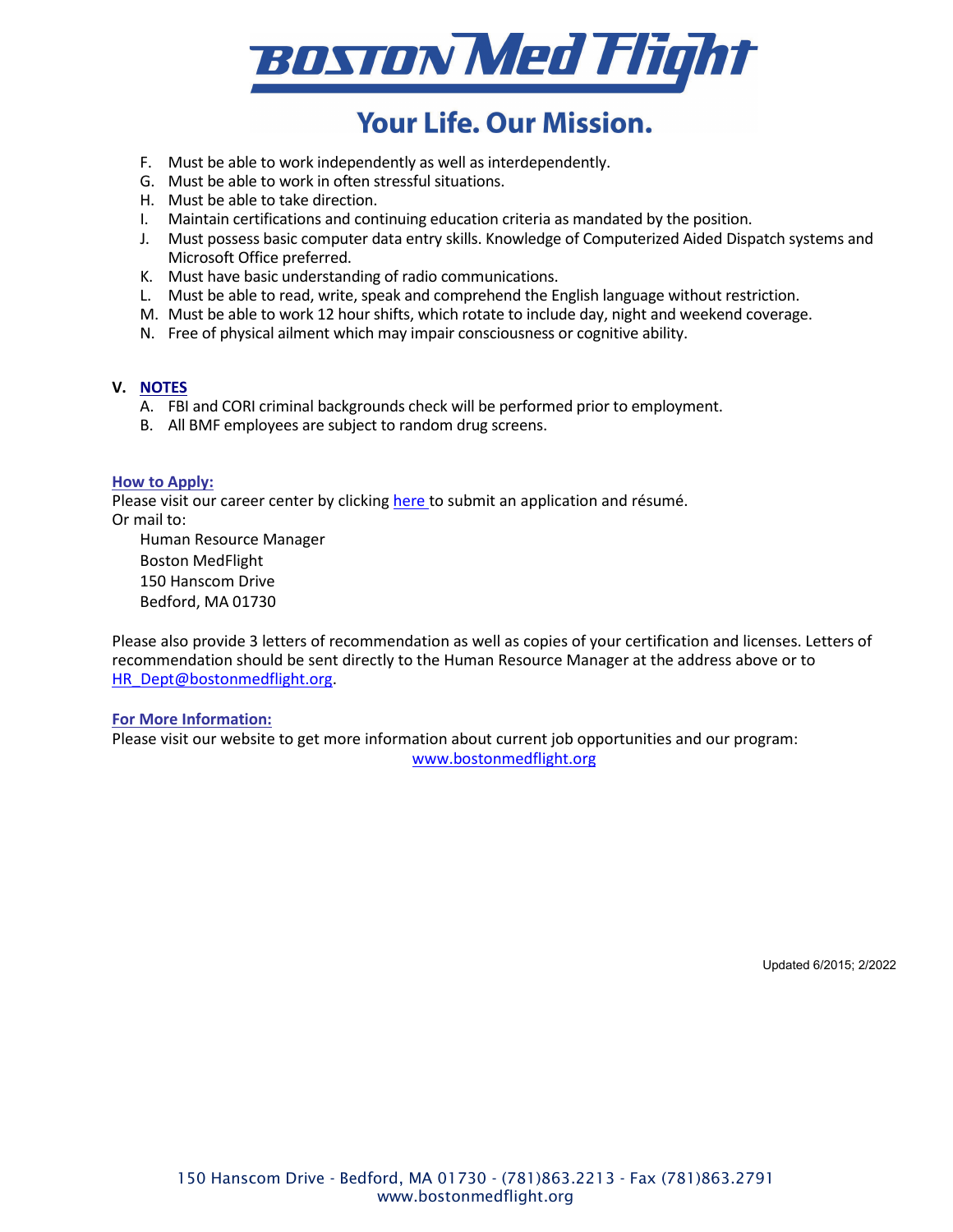F. Must be able to work independently as well as interdependently.
G. Must be able to work in often stressful situations.
H. Must be able to take direction.
I. Maintain certifications and continuing education criteria as mandated by the position.
J. Must possess basic computer data entry skills. Knowledge of Computerized Aided Dispatch systems and Microsoft Office preferred.
K. Must have basic understanding of radio communications.
L. Must be able to read, write, speak and comprehend the English language without restriction.
M. Must be able to work 12 hour shifts, which rotate to include day, night and weekend coverage.
N. Free of physical ailment which may impair consciousness or cognitive ability.

## V. NOTES

A. FBI and CORI criminal backgrounds check will be performed prior to employment.
B. All BMF employees are subject to random drug screens.

### How to Apply:

Please visit our career center by clicking here to submit an application and résumé.
Or mail to:

Human Resource Manager
Boston MedFlight
150 Hanscom Drive
Bedford, MA 01730

Please also provide 3 letters of recommendation as well as copies of your certification and licenses. Letters of recommendation should be sent directly to the Human Resource Manager at the address above or to HR_Dept@bostonmedflight.org.

### For More Information:

Please visit our website to get more information about current job opportunities and our program:
www.bostonmedflight.org

Updated 6/2015; 2/2022